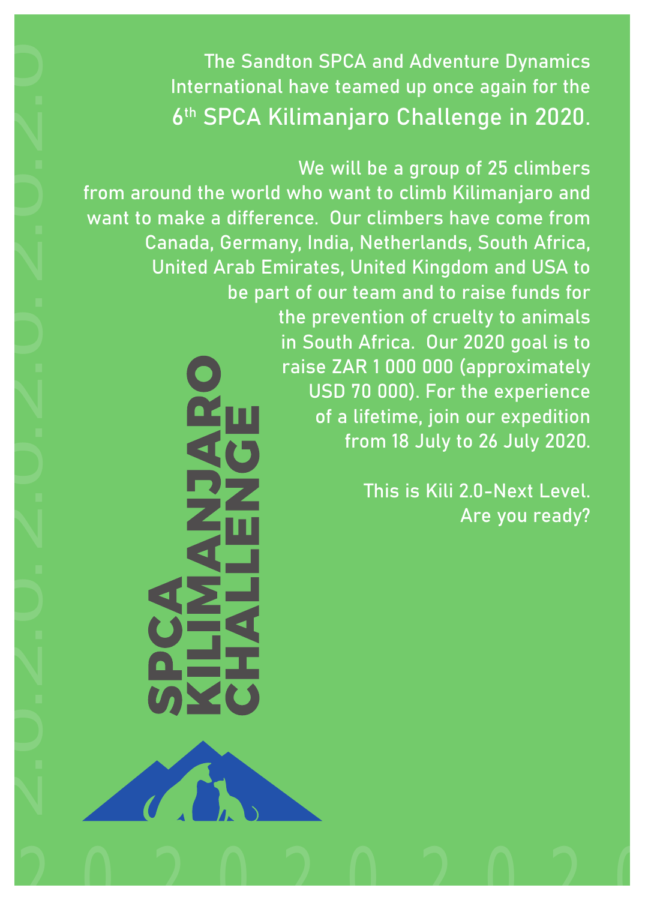The Sandton SPCA and Adventure Dynamics International have teamed up once again for the

## 6th SPCA Kilimanjaro Challenge in 2020.

We will be a group of 25 climbers from around the world who want to climb Kilimanjaro and want to make a difference. Our climbers have come from Canada, Germany, India, Netherlands, South Africa, United Arab Emirates, United Kingdom and USA to be part of our team and to raise funds for the prevention of cruelty to animals in South Africa. Our 2020 goal is to raise ZAR 1 000 000 (approximately USD 70 000). For the experience of a lifetime, join our expedition from 18 July to 26 July 2020.

This is Kili 2.0-Next Level.
Are you ready?

**SPCA KILIMANJARO CHALLENGE**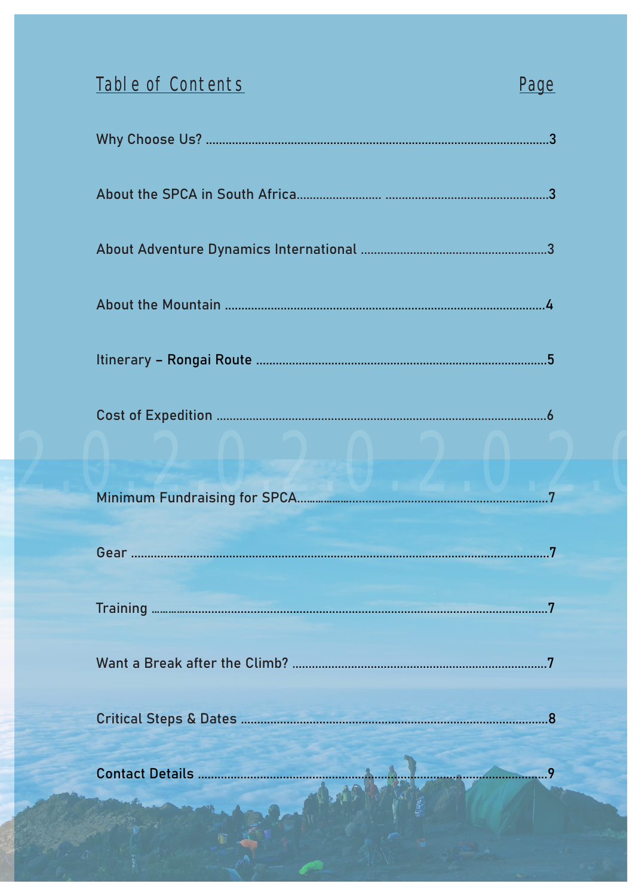## Table of Contents

| Section | Page |
| --- | --- |
| Why Choose Us? | 3 |
| About the SPCA in South Africa | 3 |
| About Adventure Dynamics International | 3 |
| About the Mountain | 4 |
| Itinerary – Rongai Route | 5 |
| Cost of Expedition | 6 |
| Minimum Fundraising for SPCA | 7 |
| Gear | 7 |
| Training | 7 |
| Want a Break after the Climb? | 7 |
| Critical Steps & Dates | 8 |
| Contact Details | 9 |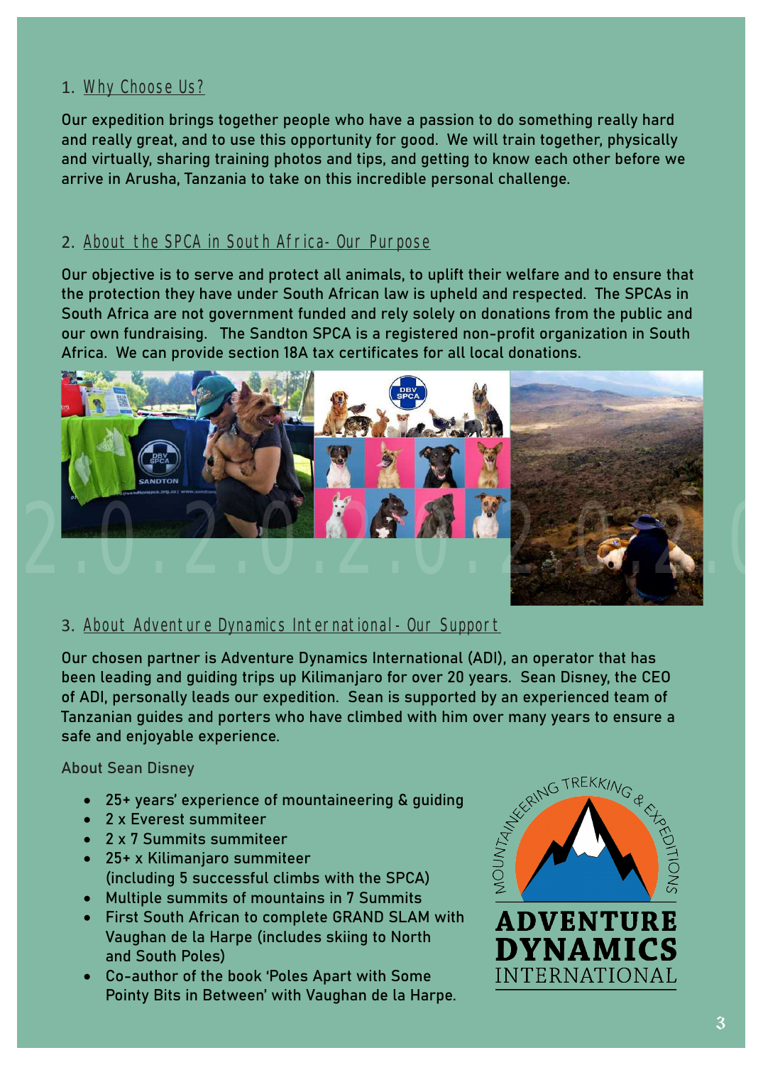## 1. Why Choose Us?

Our expedition brings together people who have a passion to do something really hard and really great, and to use this opportunity for good. We will train together, physically and virtually, sharing training photos and tips, and getting to know each other before we arrive in Arusha, Tanzania to take on this incredible personal challenge.

## 2. About the SPCA in South Africa- Our Purpose

Our objective is to serve and protect all animals, to uplift their welfare and to ensure that the protection they have under South African law is upheld and respected. The SPCAs in South Africa are not government funded and rely solely on donations from the public and our own fundraising. The Sandton SPCA is a registered non-profit organization in South Africa. We can provide section 18A tax certificates for all local donations.

## 3. About Adventure Dynamics International- Our Support

Our chosen partner is Adventure Dynamics International (ADI), an operator that has been leading and guiding trips up Kilimanjaro for over 20 years. Sean Disney, the CEO of ADI, personally leads our expedition. Sean is supported by an experienced team of Tanzanian guides and porters who have climbed with him over many years to ensure a safe and enjoyable experience.

### About Sean Disney

- 25+ years' experience of mountaineering & guiding
- 2 x Everest summiteer
- 2 x 7 Summits summiteer
- 25+ x Kilimanjaro summiteer (including 5 successful climbs with the SPCA)
- Multiple summits of mountains in 7 Summits
- First South African to complete GRAND SLAM with Vaughan de la Harpe (includes skiing to North and South Poles)
- Co-author of the book 'Poles Apart with Some Pointy Bits in Between' with Vaughan de la Harpe.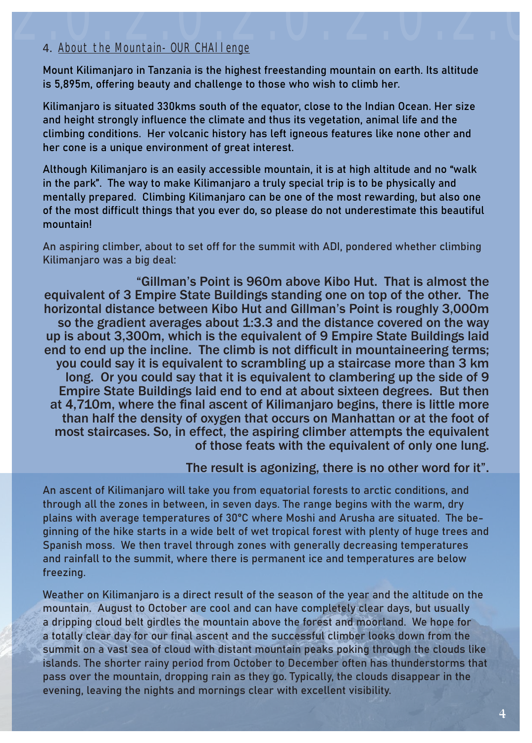## 4. About the Mountain- OUR CHAllenge

Mount Kilimanjaro in Tanzania is the highest freestanding mountain on earth. Its altitude is 5,895m, offering beauty and challenge to those who wish to climb her.

Kilimanjaro is situated 330kms south of the equator, close to the Indian Ocean. Her size and height strongly influence the climate and thus its vegetation, animal life and the climbing conditions. Her volcanic history has left igneous features like none other and her cone is a unique environment of great interest.

Although Kilimanjaro is an easily accessible mountain, it is at high altitude and no "walk in the park". The way to make Kilimanjaro a truly special trip is to be physically and mentally prepared. Climbing Kilimanjaro can be one of the most rewarding, but also one of the most difficult things that you ever do, so please do not underestimate this beautiful mountain!

An aspiring climber, about to set off for the summit with ADI, pondered whether climbing Kilimanjaro was a big deal:

> "Gillman's Point is 960m above Kibo Hut. That is almost the equivalent of 3 Empire State Buildings standing one on top of the other. The horizontal distance between Kibo Hut and Gillman's Point is roughly 3,000m so the gradient averages about 1:3.3 and the distance covered on the way up is about 3,300m, which is the equivalent of 9 Empire State Buildings laid end to end up the incline. The climb is not difficult in mountaineering terms; you could say it is equivalent to scrambling up a staircase more than 3 km long. Or you could say that it is equivalent to clambering up the side of 9 Empire State Buildings laid end to end at about sixteen degrees. But then at 4,710m, where the final ascent of Kilimanjaro begins, there is little more than half the density of oxygen that occurs on Manhattan or at the foot of most staircases. So, in effect, the aspiring climber attempts the equivalent of those feats with the equivalent of only one lung.
>
> The result is agonizing, there is no other word for it".

An ascent of Kilimanjaro will take you from equatorial forests to arctic conditions, and through all the zones in between, in seven days. The range begins with the warm, dry plains with average temperatures of 30°C where Moshi and Arusha are situated. The beginning of the hike starts in a wide belt of wet tropical forest with plenty of huge trees and Spanish moss. We then travel through zones with generally decreasing temperatures and rainfall to the summit, where there is permanent ice and temperatures are below freezing.

Weather on Kilimanjaro is a direct result of the season of the year and the altitude on the mountain. August to October are cool and can have completely clear days, but usually a dripping cloud belt girdles the mountain above the forest and moorland. We hope for a totally clear day for our final ascent and the successful climber looks down from the summit on a vast sea of cloud with distant mountain peaks poking through the clouds like islands. The shorter rainy period from October to December often has thunderstorms that pass over the mountain, dropping rain as they go. Typically, the clouds disappear in the evening, leaving the nights and mornings clear with excellent visibility.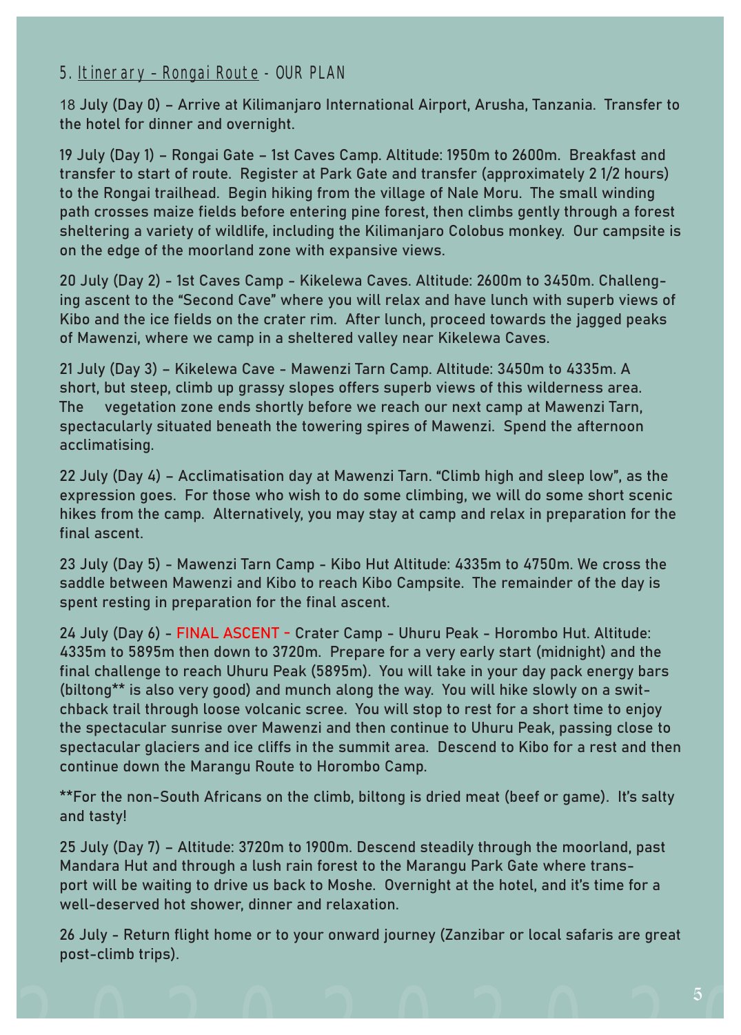## 5. Itinerary – Rongai Route - OUR PLAN

18 July (Day 0) – Arrive at Kilimanjaro International Airport, Arusha, Tanzania. Transfer to the hotel for dinner and overnight.

19 July (Day 1) – Rongai Gate – 1st Caves Camp. Altitude: 1950m to 2600m. Breakfast and transfer to start of route. Register at Park Gate and transfer (approximately 2 1/2 hours) to the Rongai trailhead. Begin hiking from the village of Nale Moru. The small winding path crosses maize fields before entering pine forest, then climbs gently through a forest sheltering a variety of wildlife, including the Kilimanjaro Colobus monkey. Our campsite is on the edge of the moorland zone with expansive views.

20 July (Day 2) - 1st Caves Camp - Kikelewa Caves. Altitude: 2600m to 3450m. Challenging ascent to the "Second Cave" where you will relax and have lunch with superb views of Kibo and the ice fields on the crater rim. After lunch, proceed towards the jagged peaks of Mawenzi, where we camp in a sheltered valley near Kikelewa Caves.

21 July (Day 3) – Kikelewa Cave - Mawenzi Tarn Camp. Altitude: 3450m to 4335m. A short, but steep, climb up grassy slopes offers superb views of this wilderness area. The vegetation zone ends shortly before we reach our next camp at Mawenzi Tarn, spectacularly situated beneath the towering spires of Mawenzi. Spend the afternoon acclimatising.

22 July (Day 4) – Acclimatisation day at Mawenzi Tarn. "Climb high and sleep low", as the expression goes. For those who wish to do some climbing, we will do some short scenic hikes from the camp. Alternatively, you may stay at camp and relax in preparation for the final ascent.

23 July (Day 5) - Mawenzi Tarn Camp - Kibo Hut Altitude: 4335m to 4750m. We cross the saddle between Mawenzi and Kibo to reach Kibo Campsite. The remainder of the day is spent resting in preparation for the final ascent.

24 July (Day 6) - FINAL ASCENT - Crater Camp - Uhuru Peak - Horombo Hut. Altitude: 4335m to 5895m then down to 3720m. Prepare for a very early start (midnight) and the final challenge to reach Uhuru Peak (5895m). You will take in your day pack energy bars (biltong** is also very good) and munch along the way. You will hike slowly on a switchback trail through loose volcanic scree. You will stop to rest for a short time to enjoy the spectacular sunrise over Mawenzi and then continue to Uhuru Peak, passing close to spectacular glaciers and ice cliffs in the summit area. Descend to Kibo for a rest and then continue down the Marangu Route to Horombo Camp.

**For the non-South Africans on the climb, biltong is dried meat (beef or game). It's salty and tasty!

25 July (Day 7) – Altitude: 3720m to 1900m. Descend steadily through the moorland, past Mandara Hut and through a lush rain forest to the Marangu Park Gate where transport will be waiting to drive us back to Moshe. Overnight at the hotel, and it's time for a well-deserved hot shower, dinner and relaxation.

26 July - Return flight home or to your onward journey (Zanzibar or local safaris are great post-climb trips).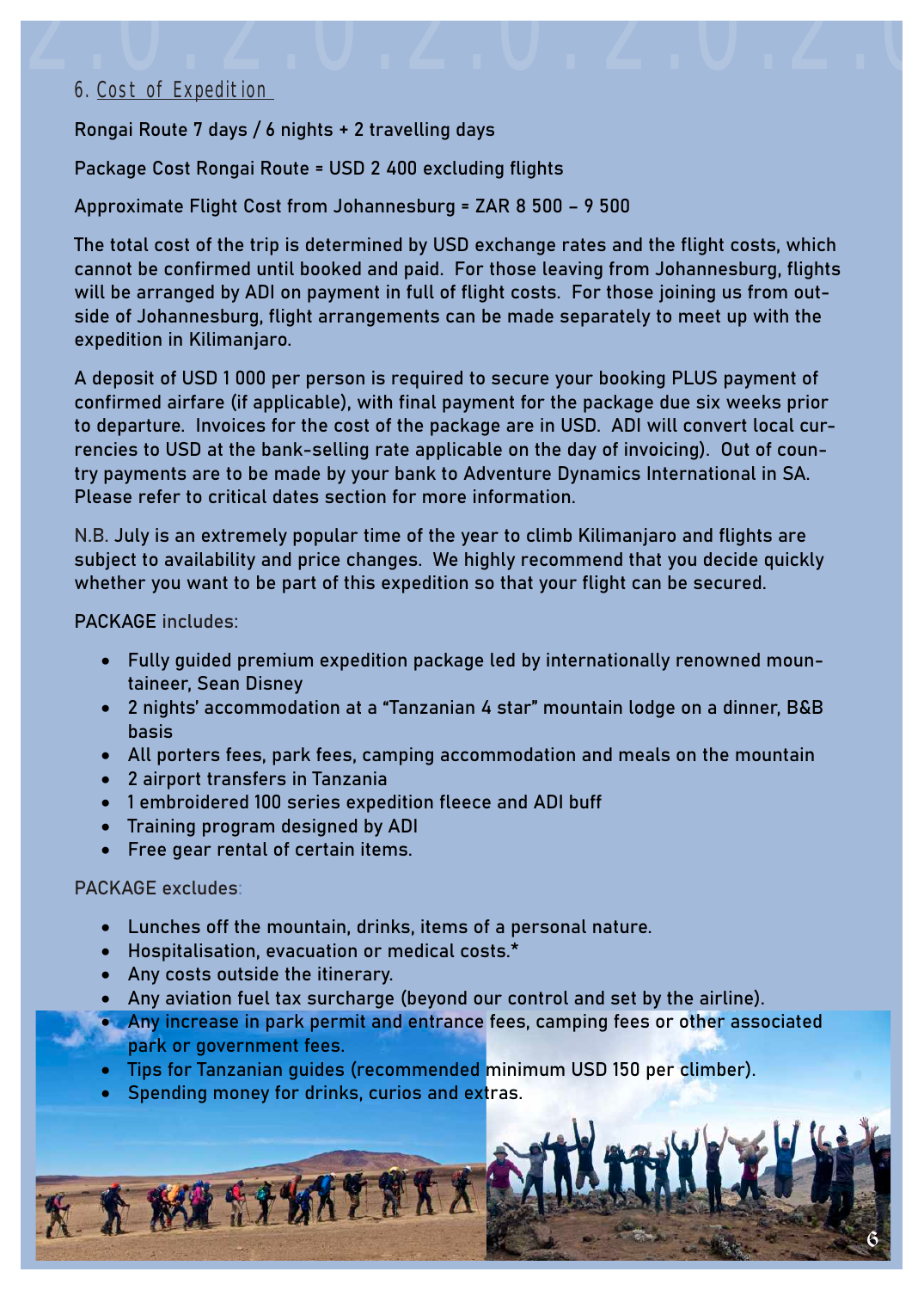## 6. Cost of Expedition

Rongai Route 7 days / 6 nights + 2 travelling days

Package Cost Rongai Route = USD 2 400 excluding flights

Approximate Flight Cost from Johannesburg = ZAR 8 500 – 9 500

The total cost of the trip is determined by USD exchange rates and the flight costs, which cannot be confirmed until booked and paid. For those leaving from Johannesburg, flights will be arranged by ADI on payment in full of flight costs. For those joining us from outside of Johannesburg, flight arrangements can be made separately to meet up with the expedition in Kilimanjaro.

A deposit of USD 1 000 per person is required to secure your booking PLUS payment of confirmed airfare (if applicable), with final payment for the package due six weeks prior to departure. Invoices for the cost of the package are in USD. ADI will convert local currencies to USD at the bank-selling rate applicable on the day of invoicing). Out of country payments are to be made by your bank to Adventure Dynamics International in SA. Please refer to critical dates section for more information.

N.B. July is an extremely popular time of the year to climb Kilimanjaro and flights are subject to availability and price changes. We highly recommend that you decide quickly whether you want to be part of this expedition so that your flight can be secured.

PACKAGE includes:

- Fully guided premium expedition package led by internationally renowned mountaineer, Sean Disney
- 2 nights' accommodation at a "Tanzanian 4 star" mountain lodge on a dinner, B&B basis
- All porters fees, park fees, camping accommodation and meals on the mountain
- 2 airport transfers in Tanzania
- 1 embroidered 100 series expedition fleece and ADI buff
- Training program designed by ADI
- Free gear rental of certain items.

PACKAGE excludes:

- Lunches off the mountain, drinks, items of a personal nature.
- Hospitalisation, evacuation or medical costs.*
- Any costs outside the itinerary.
- Any aviation fuel tax surcharge (beyond our control and set by the airline).
- Any increase in park permit and entrance fees, camping fees or other associated park or government fees.
- Tips for Tanzanian guides (recommended minimum USD 150 per climber).
- Spending money for drinks, curios and extras.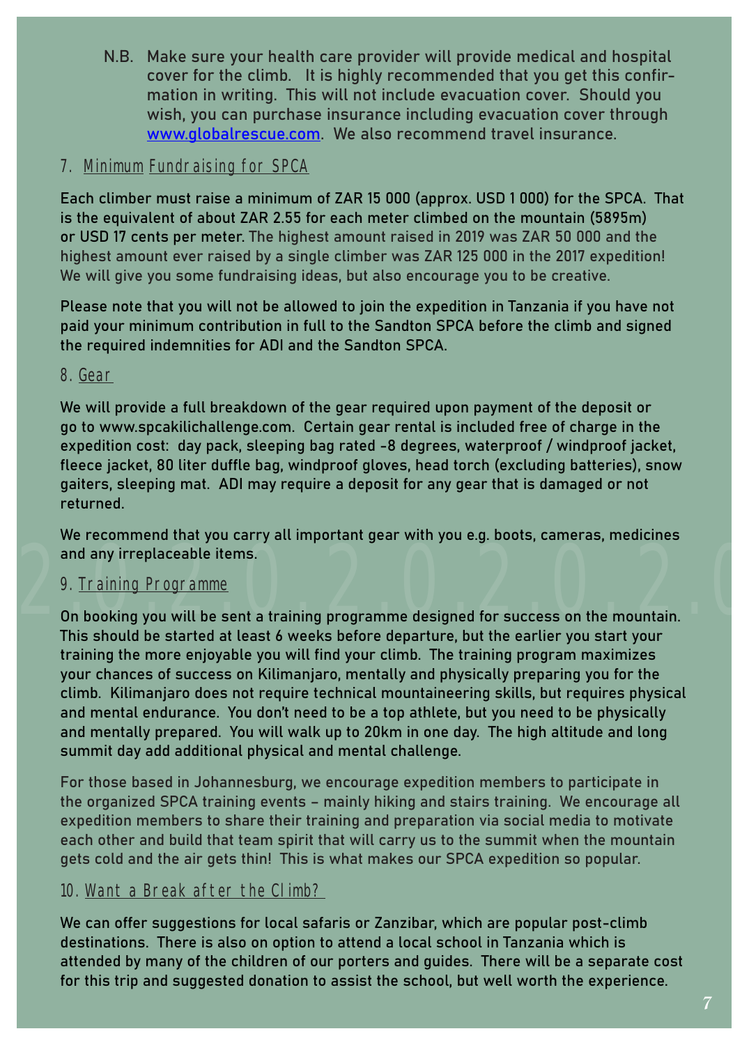N.B. Make sure your health care provider will provide medical and hospital cover for the climb. It is highly recommended that you get this confirmation in writing. This will not include evacuation cover. Should you wish, you can purchase insurance including evacuation cover through [www.globalrescue.com](http://www.globalrescue.com). We also recommend travel insurance.

## 7. Minimum Fundraising for SPCA

Each climber must raise a minimum of ZAR 15 000 (approx. USD 1 000) for the SPCA. That is the equivalent of about ZAR 2.55 for each meter climbed on the mountain (5895m) or USD 17 cents per meter. The highest amount raised in 2019 was ZAR 50 000 and the highest amount ever raised by a single climber was ZAR 125 000 in the 2017 expedition! We will give you some fundraising ideas, but also encourage you to be creative.

Please note that you will not be allowed to join the expedition in Tanzania if you have not paid your minimum contribution in full to the Sandton SPCA before the climb and signed the required indemnities for ADI and the Sandton SPCA.

## 8. Gear

We will provide a full breakdown of the gear required upon payment of the deposit or go to www.spcakilichallenge.com. Certain gear rental is included free of charge in the expedition cost: day pack, sleeping bag rated -8 degrees, waterproof / windproof jacket, fleece jacket, 80 liter duffle bag, windproof gloves, head torch (excluding batteries), snow gaiters, sleeping mat. ADI may require a deposit for any gear that is damaged or not returned.

We recommend that you carry all important gear with you e.g. boots, cameras, medicines and any irreplaceable items.

## 9. Training Programme

On booking you will be sent a training programme designed for success on the mountain. This should be started at least 6 weeks before departure, but the earlier you start your training the more enjoyable you will find your climb. The training program maximizes your chances of success on Kilimanjaro, mentally and physically preparing you for the climb. Kilimanjaro does not require technical mountaineering skills, but requires physical and mental endurance. You don't need to be a top athlete, but you need to be physically and mentally prepared. You will walk up to 20km in one day. The high altitude and long summit day add additional physical and mental challenge.

For those based in Johannesburg, we encourage expedition members to participate in the organized SPCA training events – mainly hiking and stairs training. We encourage all expedition members to share their training and preparation via social media to motivate each other and build that team spirit that will carry us to the summit when the mountain gets cold and the air gets thin! This is what makes our SPCA expedition so popular.

## 10. Want a Break after the Climb?

We can offer suggestions for local safaris or Zanzibar, which are popular post-climb destinations. There is also on option to attend a local school in Tanzania which is attended by many of the children of our porters and guides. There will be a separate cost for this trip and suggested donation to assist the school, but well worth the experience.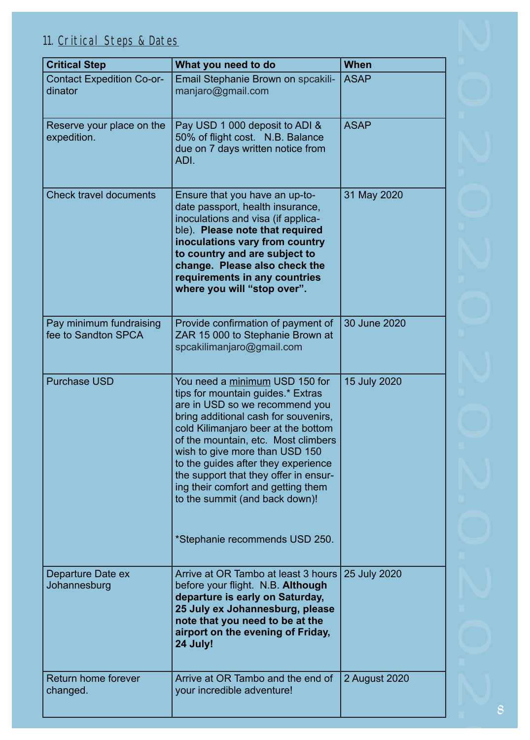## 11. Critical Steps & Dates

| Critical Step | What you need to do | When |
|---|---|---|
| Contact Expedition Co-ordinator | Email Stephanie Brown on spcakilimanjaro@gmail.com | ASAP |
| Reserve your place on the expedition. | Pay USD 1 000 deposit to ADI & 50% of flight cost. N.B. Balance due on 7 days written notice from ADI. | ASAP |
| Check travel documents | Ensure that you have an up-to-date passport, health insurance, inoculations and visa (if applicable). **Please note that required inoculations vary from country to country and are subject to change. Please also check the requirements in any countries where you will "stop over".** | 31 May 2020 |
| Pay minimum fundraising fee to Sandton SPCA | Provide confirmation of payment of ZAR 15 000 to Stephanie Brown at spcakilimanjaro@gmail.com | 30 June 2020 |
| Purchase USD | You need a minimum USD 150 for tips for mountain guides.* Extras are in USD so we recommend you bring additional cash for souvenirs, cold Kilimanjaro beer at the bottom of the mountain, etc. Most climbers wish to give more than USD 150 to the guides after they experience the support that they offer in ensuring their comfort and getting them to the summit (and back down)!<br><br>*Stephanie recommends USD 250. | 15 July 2020 |
| Departure Date ex Johannesburg | Arrive at OR Tambo at least 3 hours before your flight. N.B. **Although departure is early on Saturday, 25 July ex Johannesburg, please note that you need to be at the airport on the evening of Friday, 24 July!** | 25 July 2020 |
| Return home forever changed. | Arrive at OR Tambo and the end of your incredible adventure! | 2 August 2020 |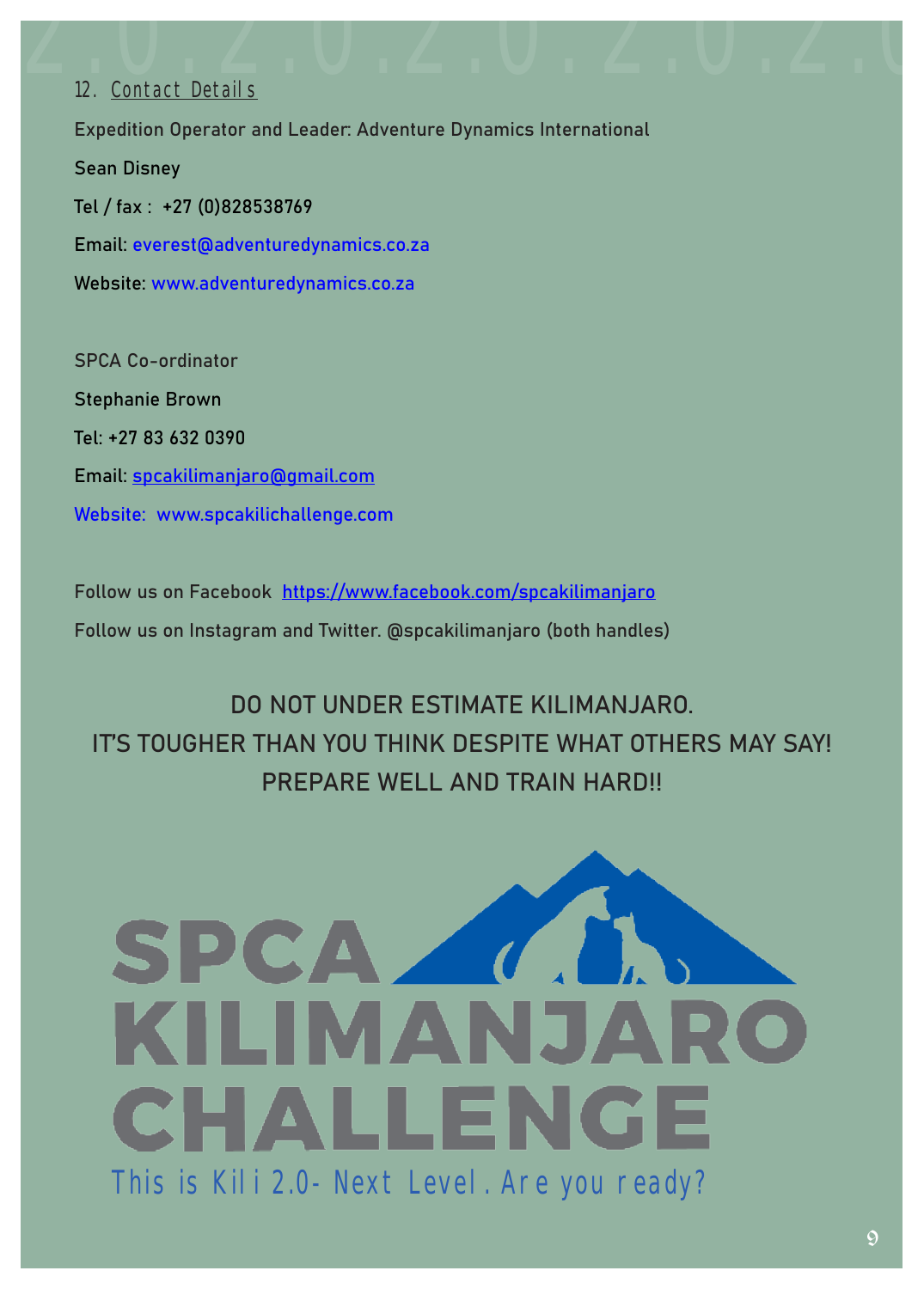## 12. Contact Details

Expedition Operator and Leader: Adventure Dynamics International

Sean Disney

Tel / fax : +27 (0)828538769

Email: everest@adventuredynamics.co.za

Website: www.adventuredynamics.co.za

SPCA Co-ordinator

Stephanie Brown

Tel: +27 83 632 0390

Email: spcakilimanjaro@gmail.com

Website: www.spcakilichallenge.com

Follow us on Facebook https://www.facebook.com/spcakilimanjaro

Follow us on Instagram and Twitter. @spcakilimanjaro (both handles)

DO NOT UNDER ESTIMATE KILIMANJARO.
IT'S TOUGHER THAN YOU THINK DESPITE WHAT OTHERS MAY SAY!
PREPARE WELL AND TRAIN HARD!!

SPCA KILIMANJARO CHALLENGE

This is Kili 2.0- Next Level. Are you ready?